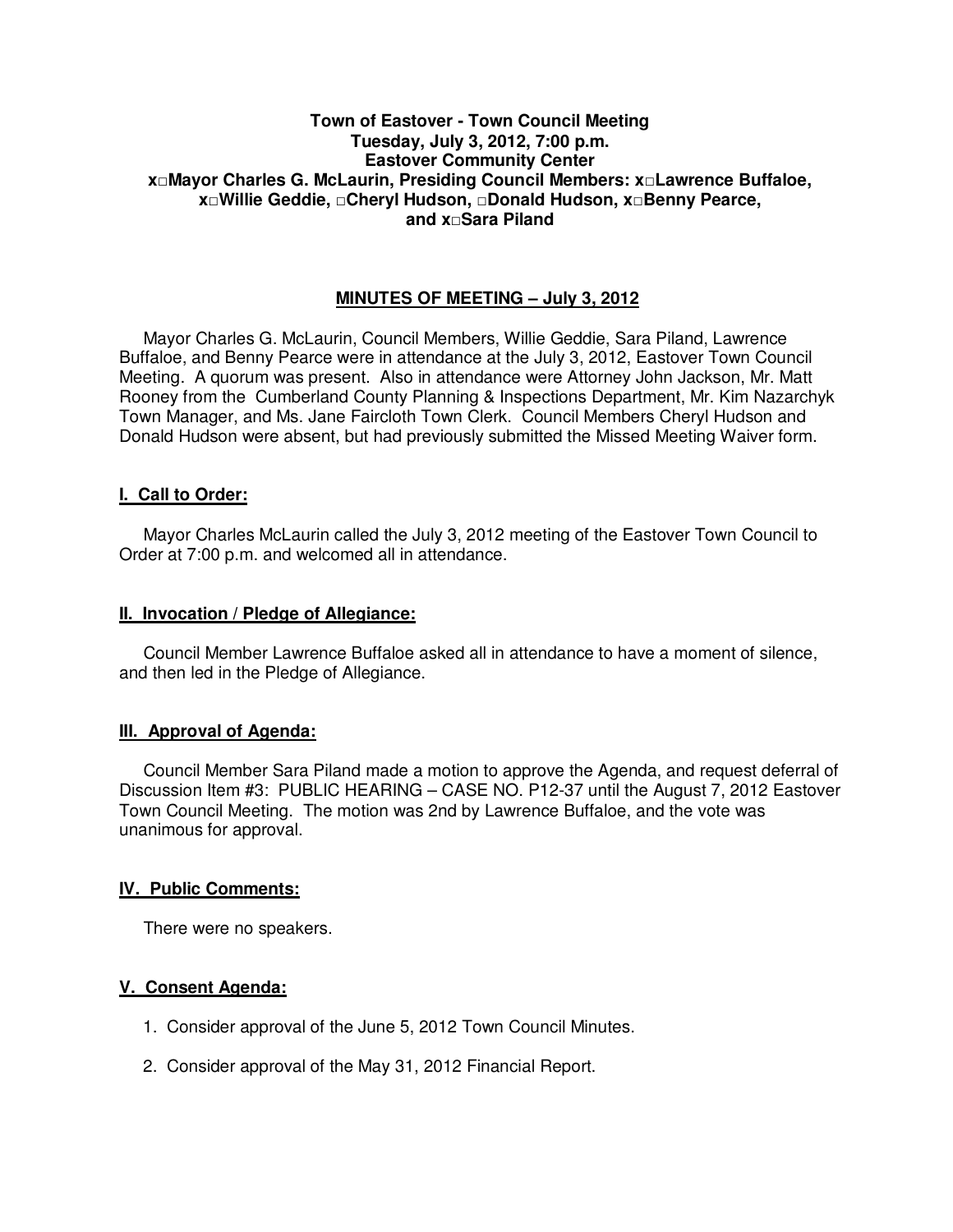**Town of Eastover - Town Council Meeting**
**Tuesday, July 3, 2012, 7:00 p.m.**
**Eastover Community Center**
**x□Mayor Charles G. McLaurin, Presiding Council Members: x□Lawrence Buffaloe, x□Willie Geddie, □Cheryl Hudson, □Donald Hudson, x□Benny Pearce, and x□Sara Piland**

## MINUTES OF MEETING – July 3, 2012

Mayor Charles G. McLaurin, Council Members, Willie Geddie, Sara Piland, Lawrence Buffaloe, and Benny Pearce were in attendance at the July 3, 2012, Eastover Town Council Meeting. A quorum was present. Also in attendance were Attorney John Jackson, Mr. Matt Rooney from the Cumberland County Planning & Inspections Department, Mr. Kim Nazarchyk Town Manager, and Ms. Jane Faircloth Town Clerk. Council Members Cheryl Hudson and Donald Hudson were absent, but had previously submitted the Missed Meeting Waiver form.

### I. Call to Order:

Mayor Charles McLaurin called the July 3, 2012 meeting of the Eastover Town Council to Order at 7:00 p.m. and welcomed all in attendance.

### II. Invocation / Pledge of Allegiance:

Council Member Lawrence Buffaloe asked all in attendance to have a moment of silence, and then led in the Pledge of Allegiance.

### III. Approval of Agenda:

Council Member Sara Piland made a motion to approve the Agenda, and request deferral of Discussion Item #3: PUBLIC HEARING – CASE NO. P12-37 until the August 7, 2012 Eastover Town Council Meeting. The motion was 2nd by Lawrence Buffaloe, and the vote was unanimous for approval.

### IV. Public Comments:

There were no speakers.

### V. Consent Agenda:

1. Consider approval of the June 5, 2012 Town Council Minutes.

2. Consider approval of the May 31, 2012 Financial Report.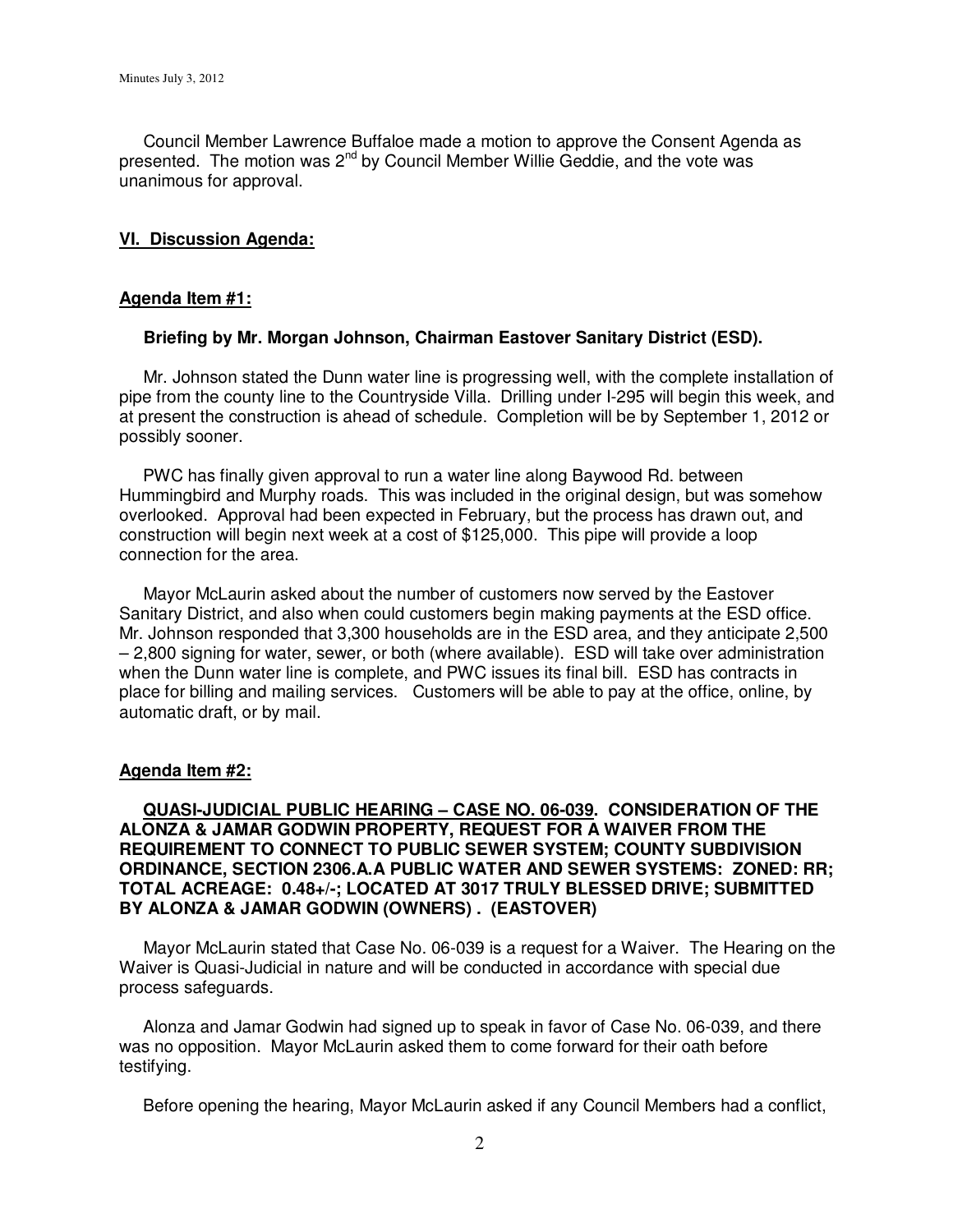Council Member Lawrence Buffaloe made a motion to approve the Consent Agenda as presented. The motion was 2nd by Council Member Willie Geddie, and the vote was unanimous for approval.

## VI. Discussion Agenda:

### Agenda Item #1:

**Briefing by Mr. Morgan Johnson, Chairman Eastover Sanitary District (ESD).**

Mr. Johnson stated the Dunn water line is progressing well, with the complete installation of pipe from the county line to the Countryside Villa. Drilling under I-295 will begin this week, and at present the construction is ahead of schedule. Completion will be by September 1, 2012 or possibly sooner.

PWC has finally given approval to run a water line along Baywood Rd. between Hummingbird and Murphy roads. This was included in the original design, but was somehow overlooked. Approval had been expected in February, but the process has drawn out, and construction will begin next week at a cost of $125,000. This pipe will provide a loop connection for the area.

Mayor McLaurin asked about the number of customers now served by the Eastover Sanitary District, and also when could customers begin making payments at the ESD office. Mr. Johnson responded that 3,300 households are in the ESD area, and they anticipate 2,500 – 2,800 signing for water, sewer, or both (where available). ESD will take over administration when the Dunn water line is complete, and PWC issues its final bill. ESD has contracts in place for billing and mailing services. Customers will be able to pay at the office, online, by automatic draft, or by mail.

### Agenda Item #2:

**QUASI-JUDICIAL PUBLIC HEARING – CASE NO. 06-039. CONSIDERATION OF THE ALONZA & JAMAR GODWIN PROPERTY, REQUEST FOR A WAIVER FROM THE REQUIREMENT TO CONNECT TO PUBLIC SEWER SYSTEM; COUNTY SUBDIVISION ORDINANCE, SECTION 2306.A.A PUBLIC WATER AND SEWER SYSTEMS: ZONED: RR; TOTAL ACREAGE: 0.48+/-; LOCATED AT 3017 TRULY BLESSED DRIVE; SUBMITTED BY ALONZA & JAMAR GODWIN (OWNERS) . (EASTOVER)**

Mayor McLaurin stated that Case No. 06-039 is a request for a Waiver. The Hearing on the Waiver is Quasi-Judicial in nature and will be conducted in accordance with special due process safeguards.

Alonza and Jamar Godwin had signed up to speak in favor of Case No. 06-039, and there was no opposition. Mayor McLaurin asked them to come forward for their oath before testifying.

Before opening the hearing, Mayor McLaurin asked if any Council Members had a conflict,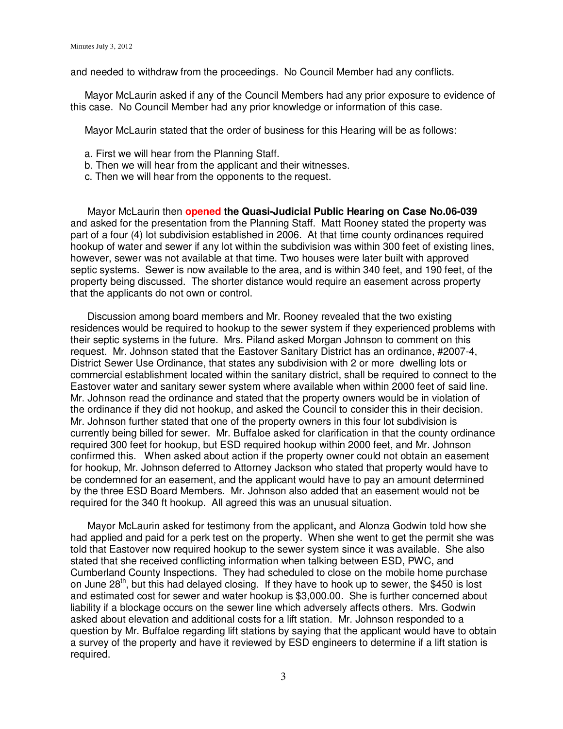and needed to withdraw from the proceedings. No Council Member had any conflicts.

Mayor McLaurin asked if any of the Council Members had any prior exposure to evidence of this case. No Council Member had any prior knowledge or information of this case.

Mayor McLaurin stated that the order of business for this Hearing will be as follows:

a. First we will hear from the Planning Staff.
b. Then we will hear from the applicant and their witnesses.
c. Then we will hear from the opponents to the request.

Mayor McLaurin then **opened the Quasi-Judicial Public Hearing on Case No.06-039** and asked for the presentation from the Planning Staff. Matt Rooney stated the property was part of a four (4) lot subdivision established in 2006. At that time county ordinances required hookup of water and sewer if any lot within the subdivision was within 300 feet of existing lines, however, sewer was not available at that time. Two houses were later built with approved septic systems. Sewer is now available to the area, and is within 340 feet, and 190 feet, of the property being discussed. The shorter distance would require an easement across property that the applicants do not own or control.

Discussion among board members and Mr. Rooney revealed that the two existing residences would be required to hookup to the sewer system if they experienced problems with their septic systems in the future. Mrs. Piland asked Morgan Johnson to comment on this request. Mr. Johnson stated that the Eastover Sanitary District has an ordinance, #2007-4, District Sewer Use Ordinance, that states any subdivision with 2 or more dwelling lots or commercial establishment located within the sanitary district, shall be required to connect to the Eastover water and sanitary sewer system where available when within 2000 feet of said line. Mr. Johnson read the ordinance and stated that the property owners would be in violation of the ordinance if they did not hookup, and asked the Council to consider this in their decision. Mr. Johnson further stated that one of the property owners in this four lot subdivision is currently being billed for sewer. Mr. Buffaloe asked for clarification in that the county ordinance required 300 feet for hookup, but ESD required hookup within 2000 feet, and Mr. Johnson confirmed this. When asked about action if the property owner could not obtain an easement for hookup, Mr. Johnson deferred to Attorney Jackson who stated that property would have to be condemned for an easement, and the applicant would have to pay an amount determined by the three ESD Board Members. Mr. Johnson also added that an easement would not be required for the 340 ft hookup. All agreed this was an unusual situation.

Mayor McLaurin asked for testimony from the applicant**,** and Alonza Godwin told how she had applied and paid for a perk test on the property. When she went to get the permit she was told that Eastover now required hookup to the sewer system since it was available. She also stated that she received conflicting information when talking between ESD, PWC, and Cumberland County Inspections. They had scheduled to close on the mobile home purchase on June 28th, but this had delayed closing. If they have to hook up to sewer, the $450 is lost and estimated cost for sewer and water hookup is $3,000.00. She is further concerned about liability if a blockage occurs on the sewer line which adversely affects others. Mrs. Godwin asked about elevation and additional costs for a lift station. Mr. Johnson responded to a question by Mr. Buffaloe regarding lift stations by saying that the applicant would have to obtain a survey of the property and have it reviewed by ESD engineers to determine if a lift station is required.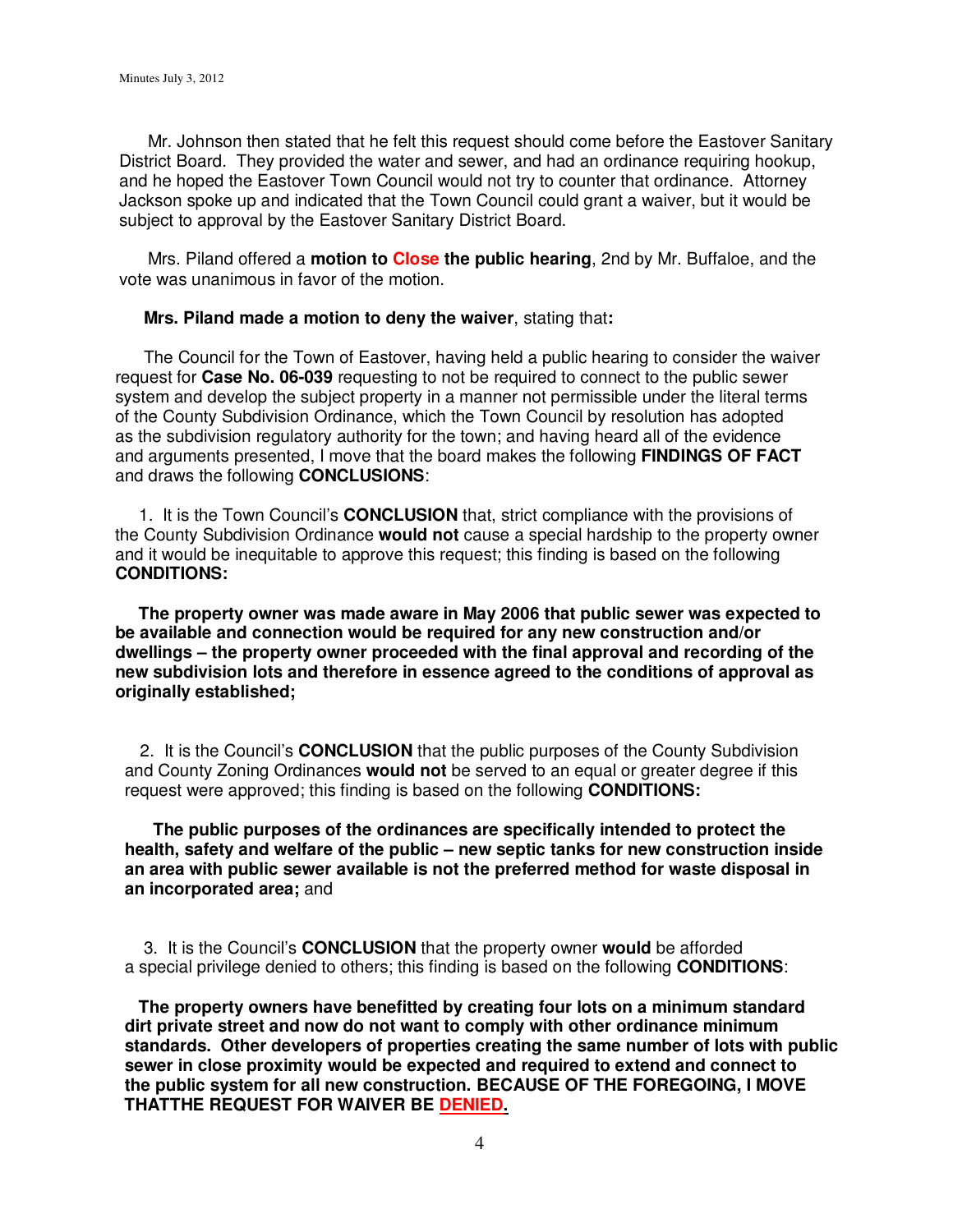Mr. Johnson then stated that he felt this request should come before the Eastover Sanitary District Board. They provided the water and sewer, and had an ordinance requiring hookup, and he hoped the Eastover Town Council would not try to counter that ordinance. Attorney Jackson spoke up and indicated that the Town Council could grant a waiver, but it would be subject to approval by the Eastover Sanitary District Board.

Mrs. Piland offered a **motion to Close the public hearing**, 2nd by Mr. Buffaloe, and the vote was unanimous in favor of the motion.

**Mrs. Piland made a motion to deny the waiver**, stating that**:**

The Council for the Town of Eastover, having held a public hearing to consider the waiver request for **Case No. 06-039** requesting to not be required to connect to the public sewer system and develop the subject property in a manner not permissible under the literal terms of the County Subdivision Ordinance, which the Town Council by resolution has adopted as the subdivision regulatory authority for the town; and having heard all of the evidence and arguments presented, I move that the board makes the following **FINDINGS OF FACT** and draws the following **CONCLUSIONS**:

1. It is the Town Council's **CONCLUSION** that, strict compliance with the provisions of the County Subdivision Ordinance **would not** cause a special hardship to the property owner and it would be inequitable to approve this request; this finding is based on the following **CONDITIONS:**

**The property owner was made aware in May 2006 that public sewer was expected to be available and connection would be required for any new construction and/or dwellings – the property owner proceeded with the final approval and recording of the new subdivision lots and therefore in essence agreed to the conditions of approval as originally established;**

2. It is the Council's **CONCLUSION** that the public purposes of the County Subdivision and County Zoning Ordinances **would not** be served to an equal or greater degree if this request were approved; this finding is based on the following **CONDITIONS:**

**The public purposes of the ordinances are specifically intended to protect the health, safety and welfare of the public – new septic tanks for new construction inside an area with public sewer available is not the preferred method for waste disposal in an incorporated area;** and

3. It is the Council's **CONCLUSION** that the property owner **would** be afforded a special privilege denied to others; this finding is based on the following **CONDITIONS**:

**The property owners have benefitted by creating four lots on a minimum standard dirt private street and now do not want to comply with other ordinance minimum standards. Other developers of properties creating the same number of lots with public sewer in close proximity would be expected and required to extend and connect to the public system for all new construction. BECAUSE OF THE FOREGOING, I MOVE THATTHE REQUEST FOR WAIVER BE DENIED.**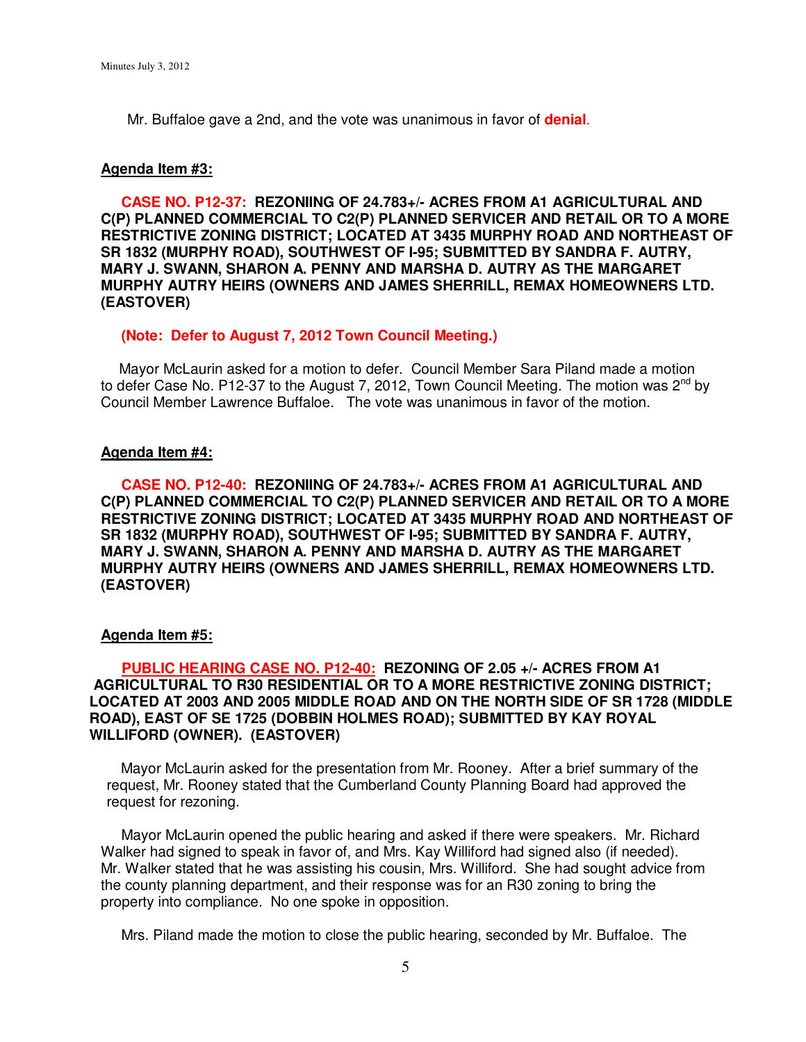Mr. Buffaloe gave a 2nd, and the vote was unanimous in favor of **denial**.

**Agenda Item #3:**

**CASE NO. P12-37: REZONIING OF 24.783+/- ACRES FROM A1 AGRICULTURAL AND C(P) PLANNED COMMERCIAL TO C2(P) PLANNED SERVICER AND RETAIL OR TO A MORE RESTRICTIVE ZONING DISTRICT; LOCATED AT 3435 MURPHY ROAD AND NORTHEAST OF SR 1832 (MURPHY ROAD), SOUTHWEST OF I-95; SUBMITTED BY SANDRA F. AUTRY, MARY J. SWANN, SHARON A. PENNY AND MARSHA D. AUTRY AS THE MARGARET MURPHY AUTRY HEIRS (OWNERS AND JAMES SHERRILL, REMAX HOMEOWNERS LTD. (EASTOVER)**

**(Note: Defer to August 7, 2012 Town Council Meeting.)**

Mayor McLaurin asked for a motion to defer. Council Member Sara Piland made a motion to defer Case No. P12-37 to the August 7, 2012, Town Council Meeting. The motion was 2nd by Council Member Lawrence Buffaloe. The vote was unanimous in favor of the motion.

**Agenda Item #4:**

**CASE NO. P12-40: REZONIING OF 24.783+/- ACRES FROM A1 AGRICULTURAL AND C(P) PLANNED COMMERCIAL TO C2(P) PLANNED SERVICER AND RETAIL OR TO A MORE RESTRICTIVE ZONING DISTRICT; LOCATED AT 3435 MURPHY ROAD AND NORTHEAST OF SR 1832 (MURPHY ROAD), SOUTHWEST OF I-95; SUBMITTED BY SANDRA F. AUTRY, MARY J. SWANN, SHARON A. PENNY AND MARSHA D. AUTRY AS THE MARGARET MURPHY AUTRY HEIRS (OWNERS AND JAMES SHERRILL, REMAX HOMEOWNERS LTD. (EASTOVER)**

**Agenda Item #5:**

**PUBLIC HEARING CASE NO. P12-40: REZONING OF 2.05 +/- ACRES FROM A1 AGRICULTURAL TO R30 RESIDENTIAL OR TO A MORE RESTRICTIVE ZONING DISTRICT; LOCATED AT 2003 AND 2005 MIDDLE ROAD AND ON THE NORTH SIDE OF SR 1728 (MIDDLE ROAD), EAST OF SE 1725 (DOBBIN HOLMES ROAD); SUBMITTED BY KAY ROYAL WILLIFORD (OWNER). (EASTOVER)**

Mayor McLaurin asked for the presentation from Mr. Rooney. After a brief summary of the request, Mr. Rooney stated that the Cumberland County Planning Board had approved the request for rezoning.

Mayor McLaurin opened the public hearing and asked if there were speakers. Mr. Richard Walker had signed to speak in favor of, and Mrs. Kay Williford had signed also (if needed). Mr. Walker stated that he was assisting his cousin, Mrs. Williford. She had sought advice from the county planning department, and their response was for an R30 zoning to bring the property into compliance. No one spoke in opposition.

Mrs. Piland made the motion to close the public hearing, seconded by Mr. Buffaloe. The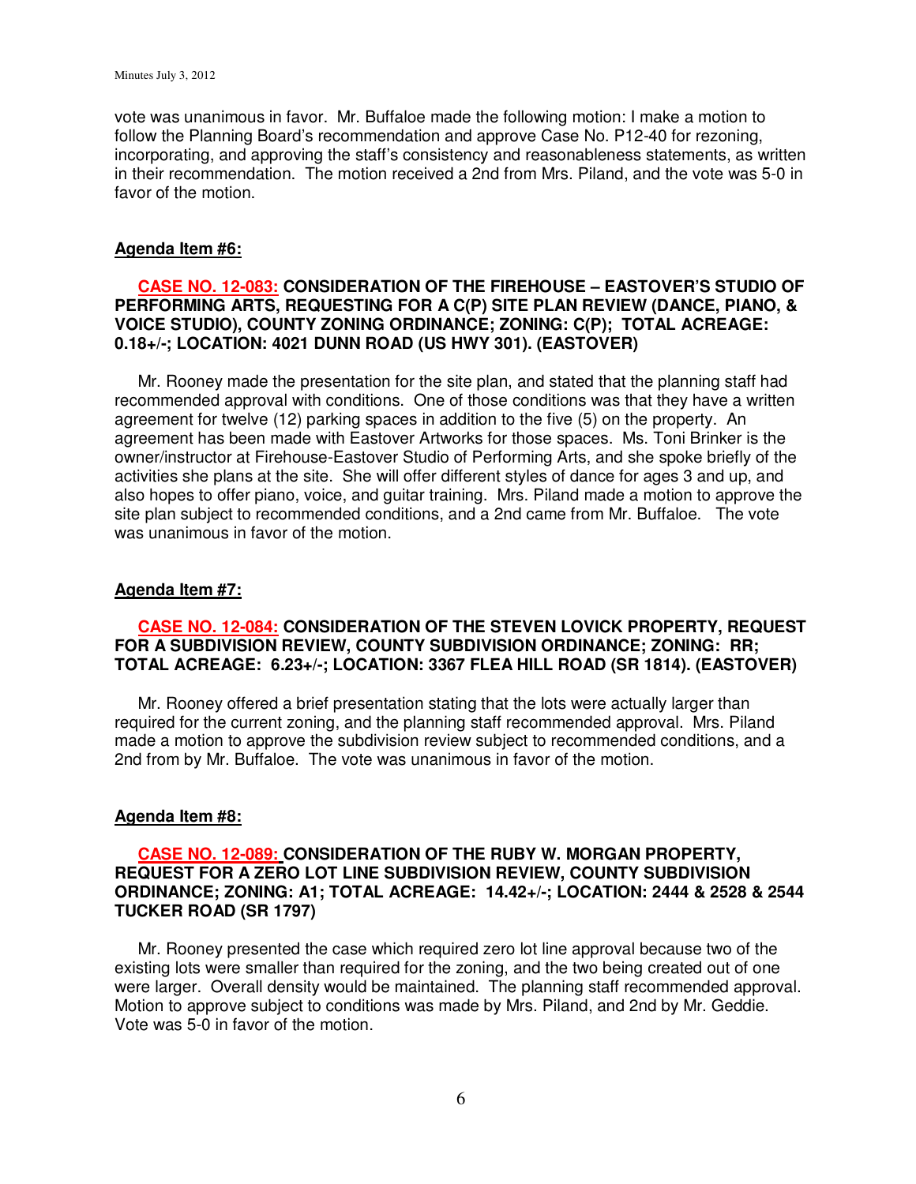vote was unanimous in favor. Mr. Buffaloe made the following motion: I make a motion to follow the Planning Board's recommendation and approve Case No. P12-40 for rezoning, incorporating, and approving the staff's consistency and reasonableness statements, as written in their recommendation. The motion received a 2nd from Mrs. Piland, and the vote was 5-0 in favor of the motion.

**Agenda Item #6:**

**CASE NO. 12-083: CONSIDERATION OF THE FIREHOUSE – EASTOVER'S STUDIO OF PERFORMING ARTS, REQUESTING FOR A C(P) SITE PLAN REVIEW (DANCE, PIANO, & VOICE STUDIO), COUNTY ZONING ORDINANCE; ZONING: C(P); TOTAL ACREAGE: 0.18+/-; LOCATION: 4021 DUNN ROAD (US HWY 301). (EASTOVER)**

Mr. Rooney made the presentation for the site plan, and stated that the planning staff had recommended approval with conditions. One of those conditions was that they have a written agreement for twelve (12) parking spaces in addition to the five (5) on the property. An agreement has been made with Eastover Artworks for those spaces. Ms. Toni Brinker is the owner/instructor at Firehouse-Eastover Studio of Performing Arts, and she spoke briefly of the activities she plans at the site. She will offer different styles of dance for ages 3 and up, and also hopes to offer piano, voice, and guitar training. Mrs. Piland made a motion to approve the site plan subject to recommended conditions, and a 2nd came from Mr. Buffaloe. The vote was unanimous in favor of the motion.

**Agenda Item #7:**

**CASE NO. 12-084: CONSIDERATION OF THE STEVEN LOVICK PROPERTY, REQUEST FOR A SUBDIVISION REVIEW, COUNTY SUBDIVISION ORDINANCE; ZONING: RR; TOTAL ACREAGE: 6.23+/-; LOCATION: 3367 FLEA HILL ROAD (SR 1814). (EASTOVER)**

Mr. Rooney offered a brief presentation stating that the lots were actually larger than required for the current zoning, and the planning staff recommended approval. Mrs. Piland made a motion to approve the subdivision review subject to recommended conditions, and a 2nd from by Mr. Buffaloe. The vote was unanimous in favor of the motion.

**Agenda Item #8:**

**CASE NO. 12-089: CONSIDERATION OF THE RUBY W. MORGAN PROPERTY, REQUEST FOR A ZERO LOT LINE SUBDIVISION REVIEW, COUNTY SUBDIVISION ORDINANCE; ZONING: A1; TOTAL ACREAGE: 14.42+/-; LOCATION: 2444 & 2528 & 2544 TUCKER ROAD (SR 1797)**

Mr. Rooney presented the case which required zero lot line approval because two of the existing lots were smaller than required for the zoning, and the two being created out of one were larger. Overall density would be maintained. The planning staff recommended approval. Motion to approve subject to conditions was made by Mrs. Piland, and 2nd by Mr. Geddie. Vote was 5-0 in favor of the motion.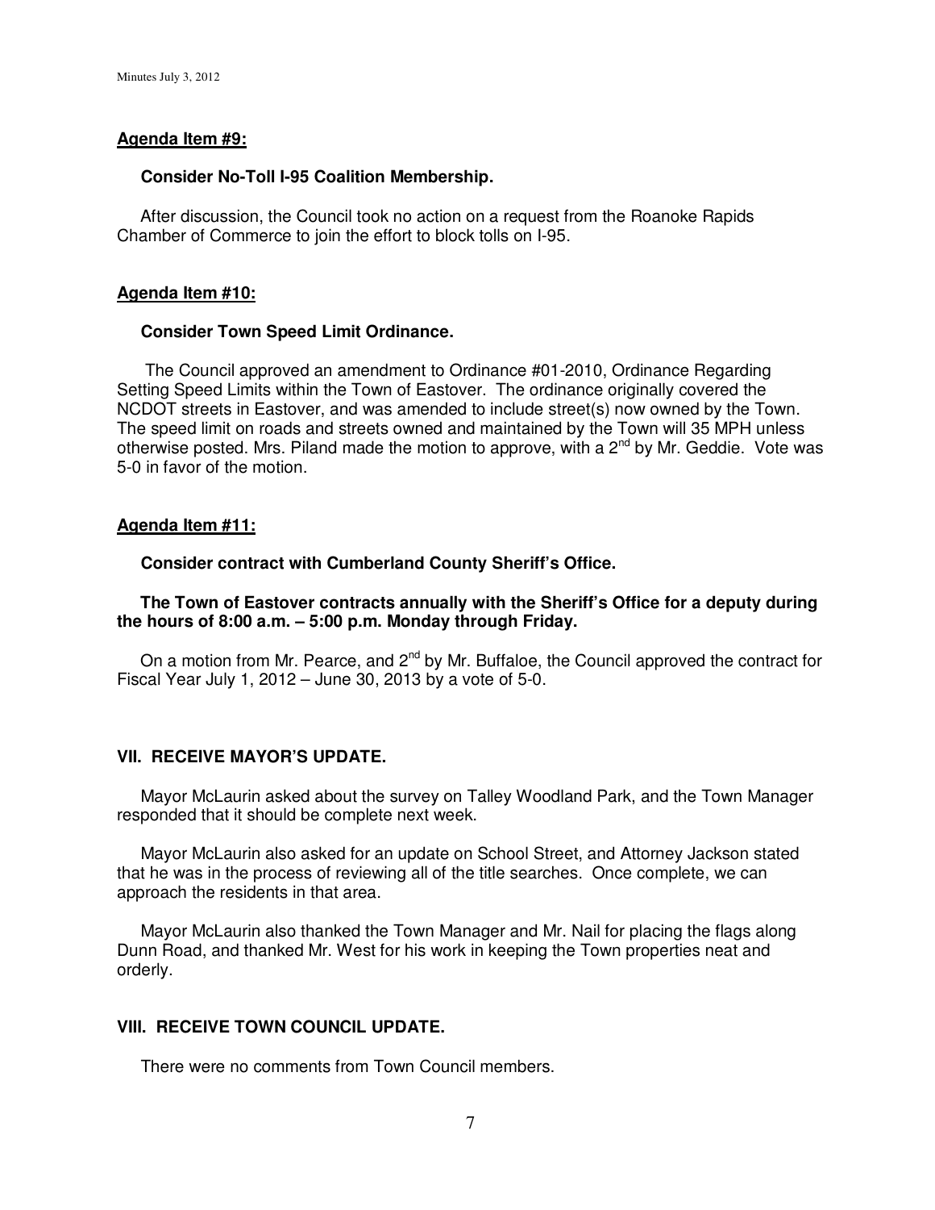**Agenda Item #9:**

**Consider No-Toll I-95 Coalition Membership.**

After discussion, the Council took no action on a request from the Roanoke Rapids Chamber of Commerce to join the effort to block tolls on I-95.

**Agenda Item #10:**

**Consider Town Speed Limit Ordinance.**

The Council approved an amendment to Ordinance #01-2010, Ordinance Regarding Setting Speed Limits within the Town of Eastover. The ordinance originally covered the NCDOT streets in Eastover, and was amended to include street(s) now owned by the Town. The speed limit on roads and streets owned and maintained by the Town will 35 MPH unless otherwise posted. Mrs. Piland made the motion to approve, with a 2nd by Mr. Geddie. Vote was 5-0 in favor of the motion.

**Agenda Item #11:**

**Consider contract with Cumberland County Sheriff's Office.**

**The Town of Eastover contracts annually with the Sheriff's Office for a deputy during the hours of 8:00 a.m. – 5:00 p.m. Monday through Friday.**

On a motion from Mr. Pearce, and 2nd by Mr. Buffaloe, the Council approved the contract for Fiscal Year July 1, 2012 – June 30, 2013 by a vote of 5-0.

**VII. RECEIVE MAYOR'S UPDATE.**

Mayor McLaurin asked about the survey on Talley Woodland Park, and the Town Manager responded that it should be complete next week.

Mayor McLaurin also asked for an update on School Street, and Attorney Jackson stated that he was in the process of reviewing all of the title searches. Once complete, we can approach the residents in that area.

Mayor McLaurin also thanked the Town Manager and Mr. Nail for placing the flags along Dunn Road, and thanked Mr. West for his work in keeping the Town properties neat and orderly.

**VIII. RECEIVE TOWN COUNCIL UPDATE.**

There were no comments from Town Council members.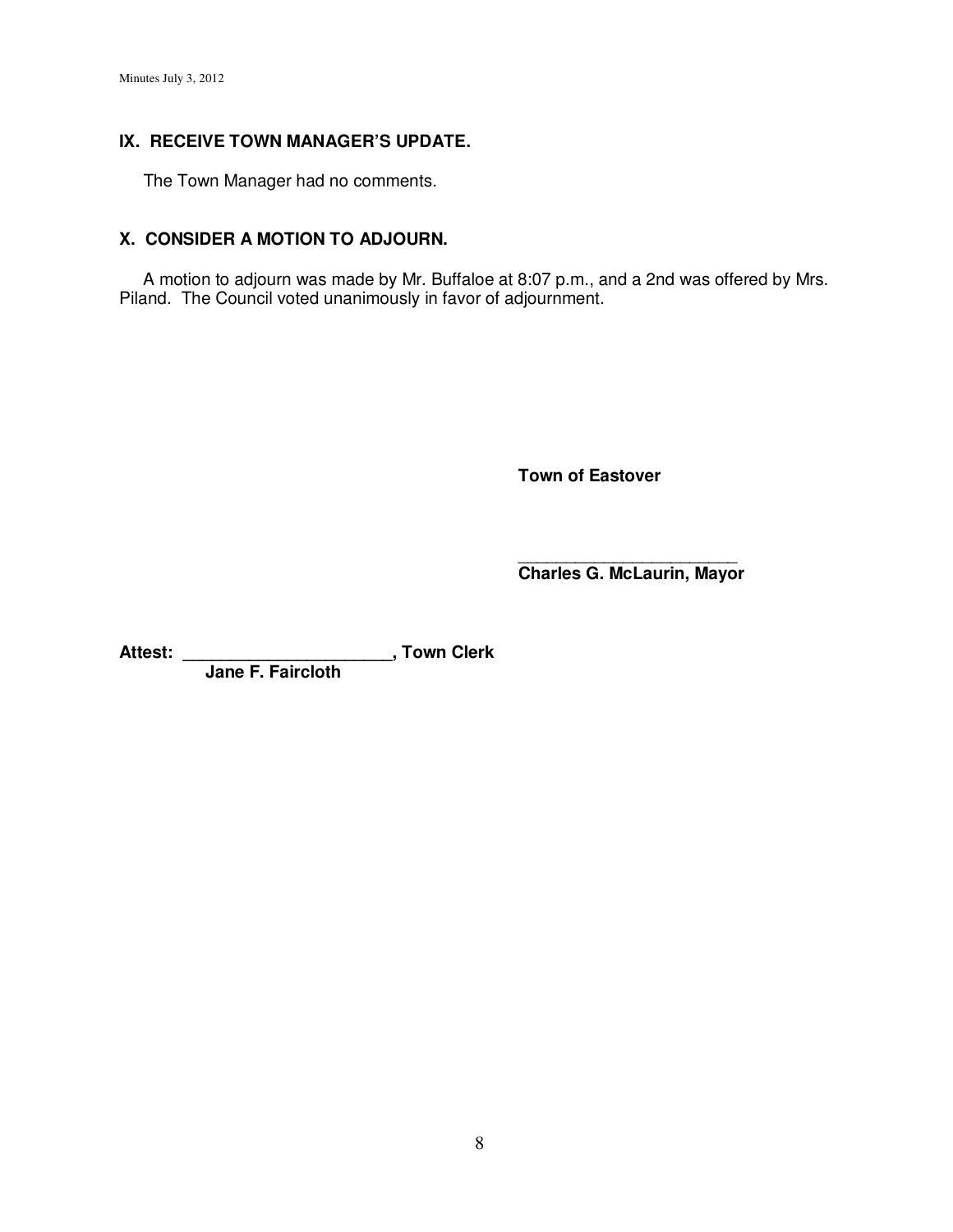## IX. RECEIVE TOWN MANAGER'S UPDATE.

The Town Manager had no comments.

## X. CONSIDER A MOTION TO ADJOURN.

A motion to adjourn was made by Mr. Buffaloe at 8:07 p.m., and a 2nd was offered by Mrs. Piland. The Council voted unanimously in favor of adjournment.

**Town of Eastover**

________________________
**Charles G. McLaurin, Mayor**

**Attest: ______________________, Town Clerk**
**Jane F. Faircloth**